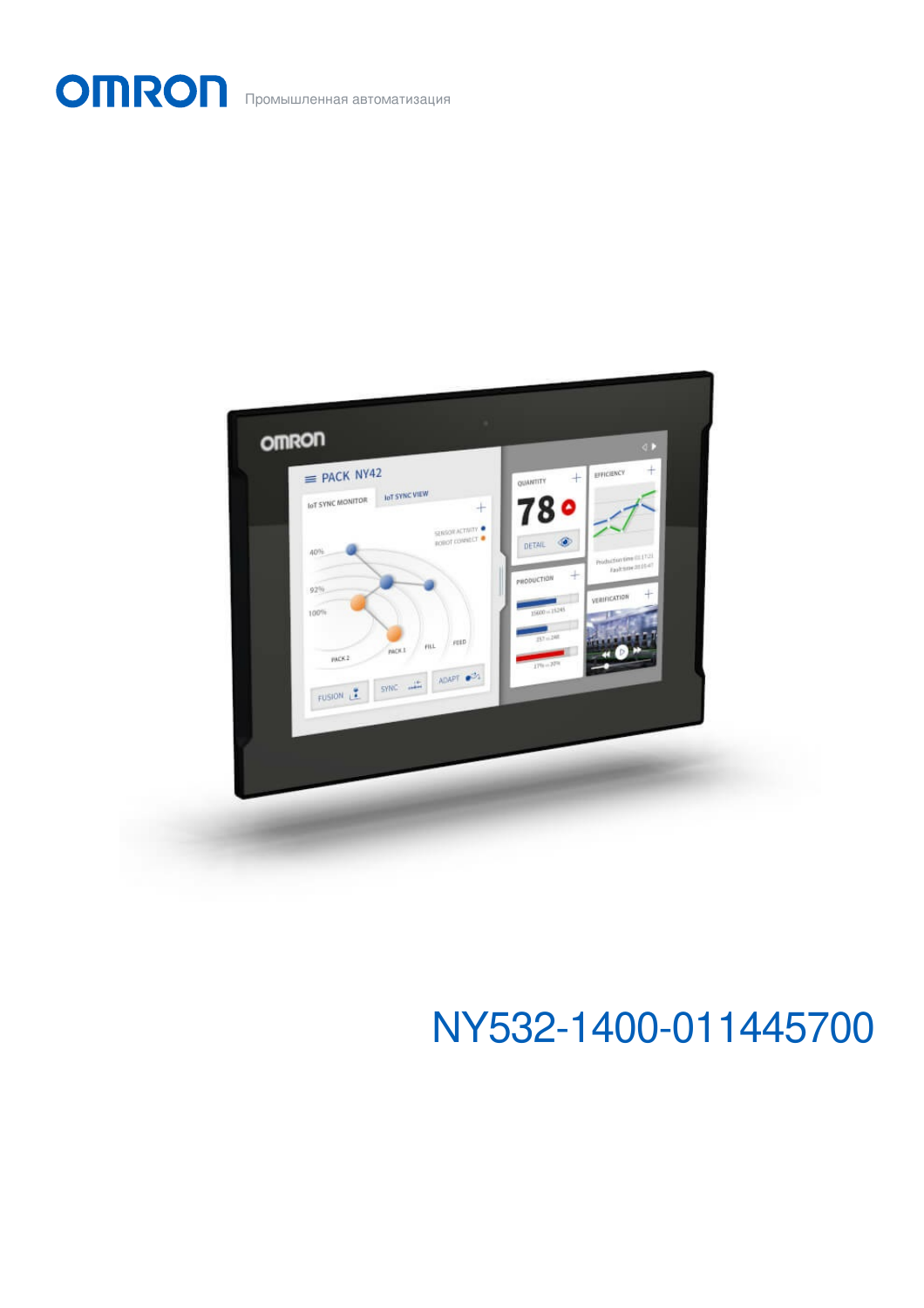OMRON Промышленная автоматизация

# NY532-1400-011445700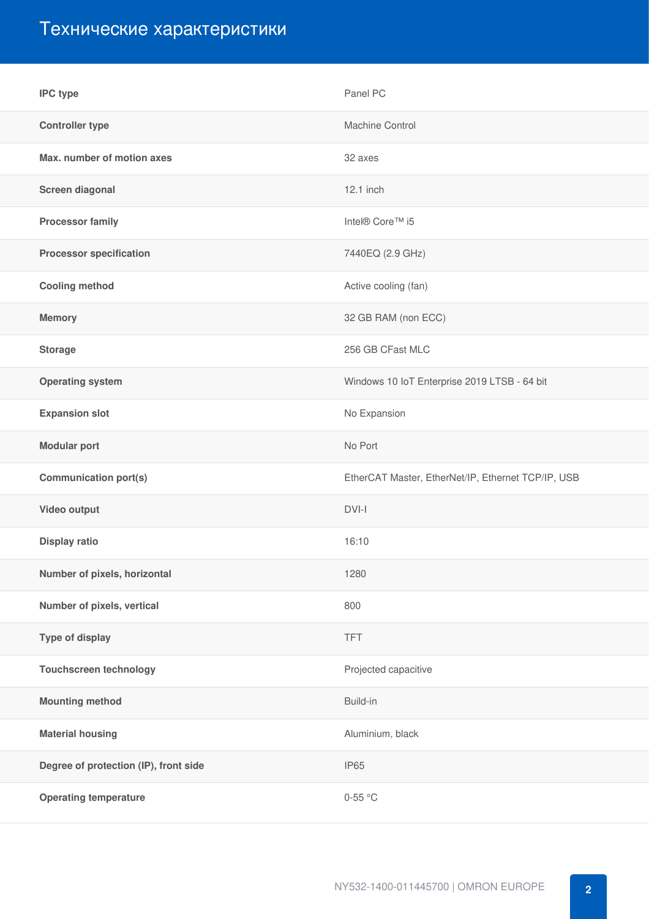# Технические характеристики

| | |
|---|---|
| **IPC type** | Panel PC |
| **Controller type** | Machine Control |
| **Max. number of motion axes** | 32 axes |
| **Screen diagonal** | 12.1 inch |
| **Processor family** | Intel® Core™ i5 |
| **Processor specification** | 7440EQ (2.9 GHz) |
| **Cooling method** | Active cooling (fan) |
| **Memory** | 32 GB RAM (non ECC) |
| **Storage** | 256 GB CFast MLC |
| **Operating system** | Windows 10 IoT Enterprise 2019 LTSB - 64 bit |
| **Expansion slot** | No Expansion |
| **Modular port** | No Port |
| **Communication port(s)** | EtherCAT Master, EtherNet/IP, Ethernet TCP/IP, USB |
| **Video output** | DVI-I |
| **Display ratio** | 16:10 |
| **Number of pixels, horizontal** | 1280 |
| **Number of pixels, vertical** | 800 |
| **Type of display** | TFT |
| **Touchscreen technology** | Projected capacitive |
| **Mounting method** | Build-in |
| **Material housing** | Aluminium, black |
| **Degree of protection (IP), front side** | IP65 |
| **Operating temperature** | 0-55 °C |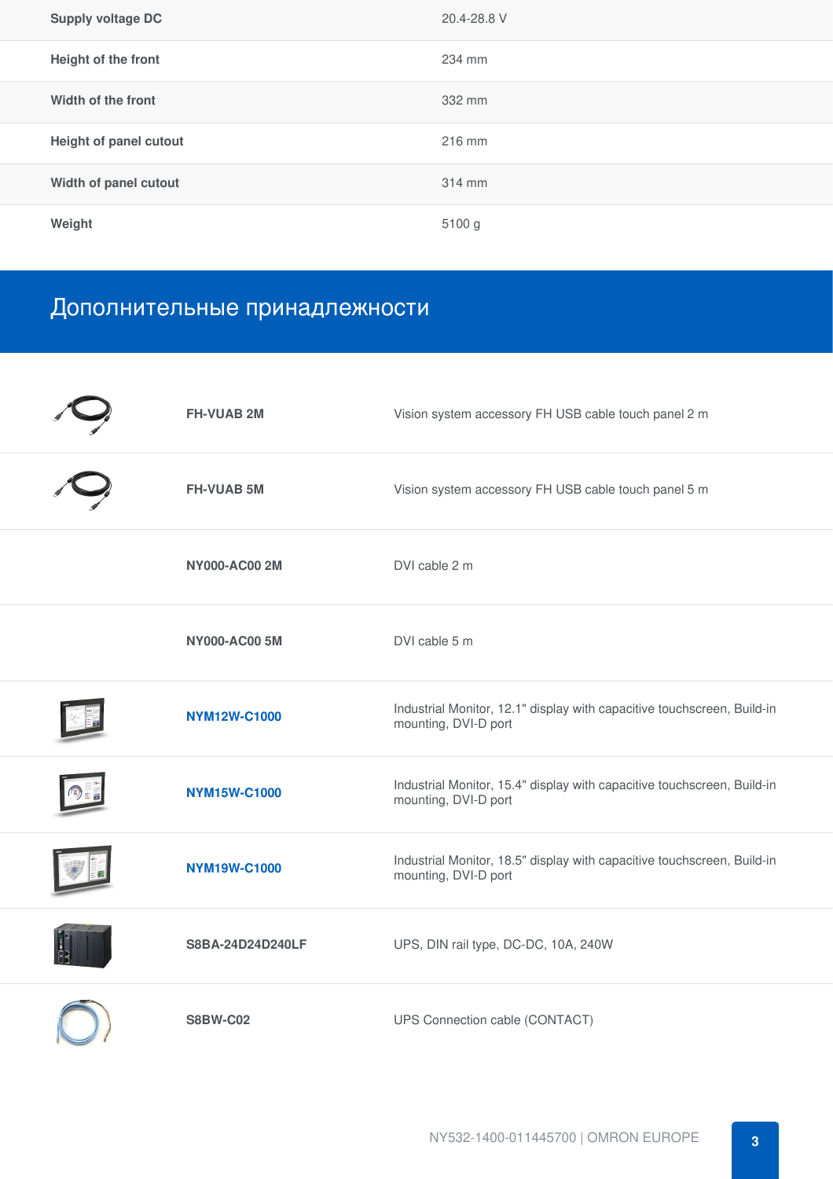| | |
|---|---|
| Supply voltage DC | 20.4-28.8 V |
| Height of the front | 234 mm |
| Width of the front | 332 mm |
| Height of panel cutout | 216 mm |
| Width of panel cutout | 314 mm |
| Weight | 5100 g |

## Дополнительные принадлежности

| | |
|---|---|
| **FH-VUAB 2M** | Vision system accessory FH USB cable touch panel 2 m |
| **FH-VUAB 5M** | Vision system accessory FH USB cable touch panel 5 m |
| **NY000-AC00 2M** | DVI cable 2 m |
| **NY000-AC00 5M** | DVI cable 5 m |
| **NYM12W-C1000** | Industrial Monitor, 12.1" display with capacitive touchscreen, Build-in mounting, DVI-D port |
| **NYM15W-C1000** | Industrial Monitor, 15.4" display with capacitive touchscreen, Build-in mounting, DVI-D port |
| **NYM19W-C1000** | Industrial Monitor, 18.5" display with capacitive touchscreen, Build-in mounting, DVI-D port |
| **S8BA-24D24D240LF** | UPS, DIN rail type, DC-DC, 10A, 240W |
| **S8BW-C02** | UPS Connection cable (CONTACT) |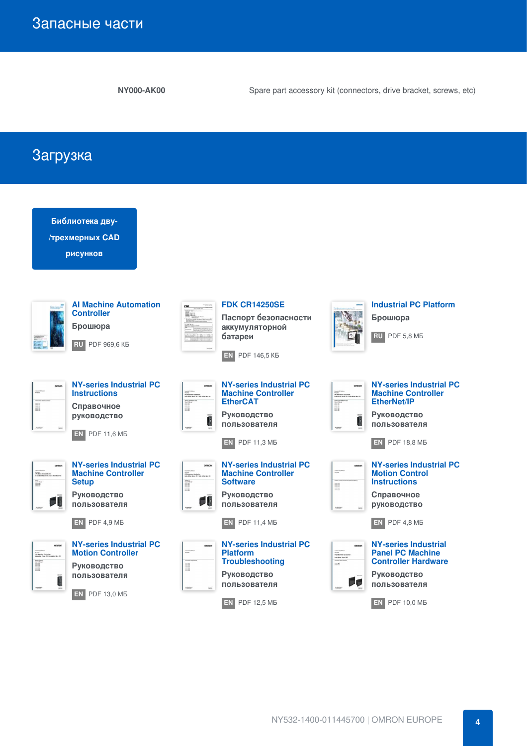## Запасные части

| | |
|---|---|
| **NY000-AK00** | Spare part accessory kit (connectors, drive bracket, screws, etc) |

## Загрузка

**Библиотека дву-/трехмерных CAD рисунков**

**AI Machine Automation Controller**
Брошюра
RU PDF 969,6 КБ

**FDK CR14250SE**
Паспорт безопасности аккумуляторной батареи
EN PDF 146,5 КБ

**Industrial PC Platform**
Брошюра
RU PDF 5,8 МБ

**NY-series Industrial PC Instructions**
Справочное руководство
EN PDF 11,6 МБ

**NY-series Industrial PC Machine Controller EtherCAT**
Руководство пользователя
EN PDF 11,3 МБ

**NY-series Industrial PC Machine Controller EtherNet/IP**
Руководство пользователя
EN PDF 18,8 МБ

**NY-series Industrial PC Machine Controller Setup**
Руководство пользователя
EN PDF 4,9 МБ

**NY-series Industrial PC Machine Controller Software**
Руководство пользователя
EN PDF 11,4 МБ

**NY-series Industrial PC Motion Control Instructions**
Справочное руководство
EN PDF 4,8 МБ

**NY-series Industrial PC Motion Controller**
Руководство пользователя
EN PDF 13,0 МБ

**NY-series Industrial PC Platform Troubleshooting**
Руководство пользователя
EN PDF 12,5 МБ

**NY-series Industrial Panel PC Machine Controller Hardware**
Руководство пользователя
EN PDF 10,0 МБ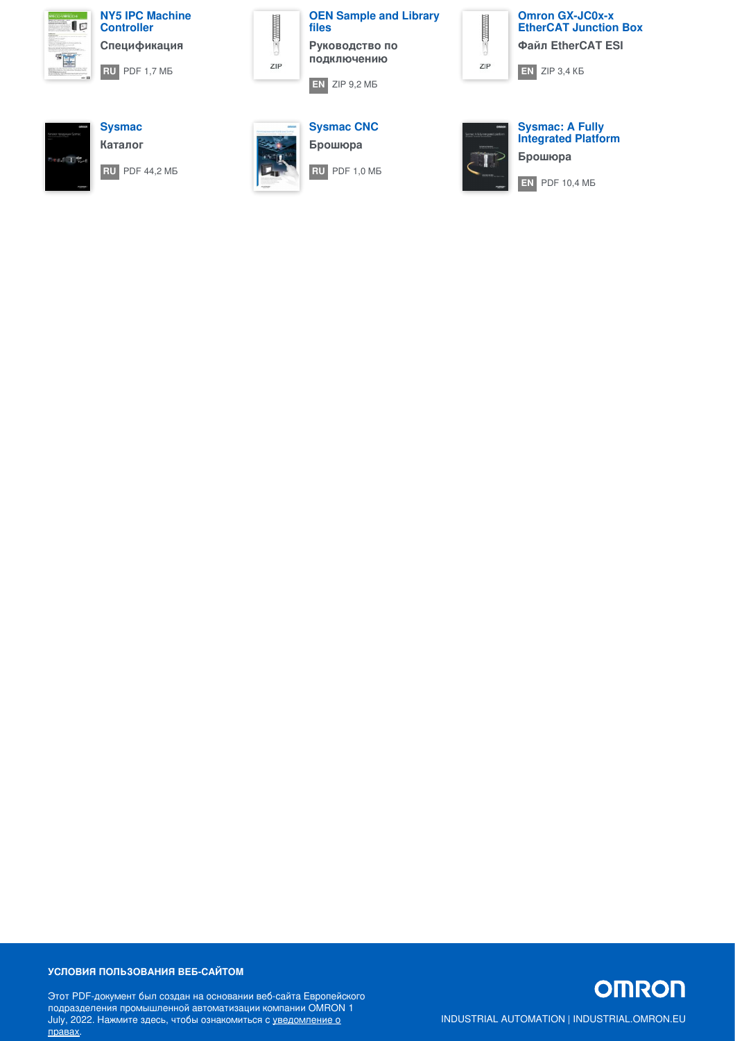**NY5 IPC Machine Controller**

Спецификация

RU PDF 1,7 МБ

**OEN Sample and Library files**

Руководство по подключению

EN ZIP 9,2 МБ

**Omron GX-JC0x-x EtherCAT Junction Box**

Файл EtherCAT ESI

EN ZIP 3,4 КБ

**Sysmac**

Каталог

RU PDF 44,2 МБ

**Sysmac CNC**

Брошюра

RU PDF 1,0 МБ

**Sysmac: A Fully Integrated Platform**

Брошюра

EN PDF 10,4 МБ

**УСЛОВИЯ ПОЛЬЗОВАНИЯ ВЕБ-САЙТОМ**

Этот PDF-документ был создан на основании веб-сайта Европейского подразделения промышленной автоматизации компании OMRON 1 July, 2022. Нажмите здесь, чтобы ознакомиться с уведомление о правах.

OMRON

INDUSTRIAL AUTOMATION | INDUSTRIAL.OMRON.EU